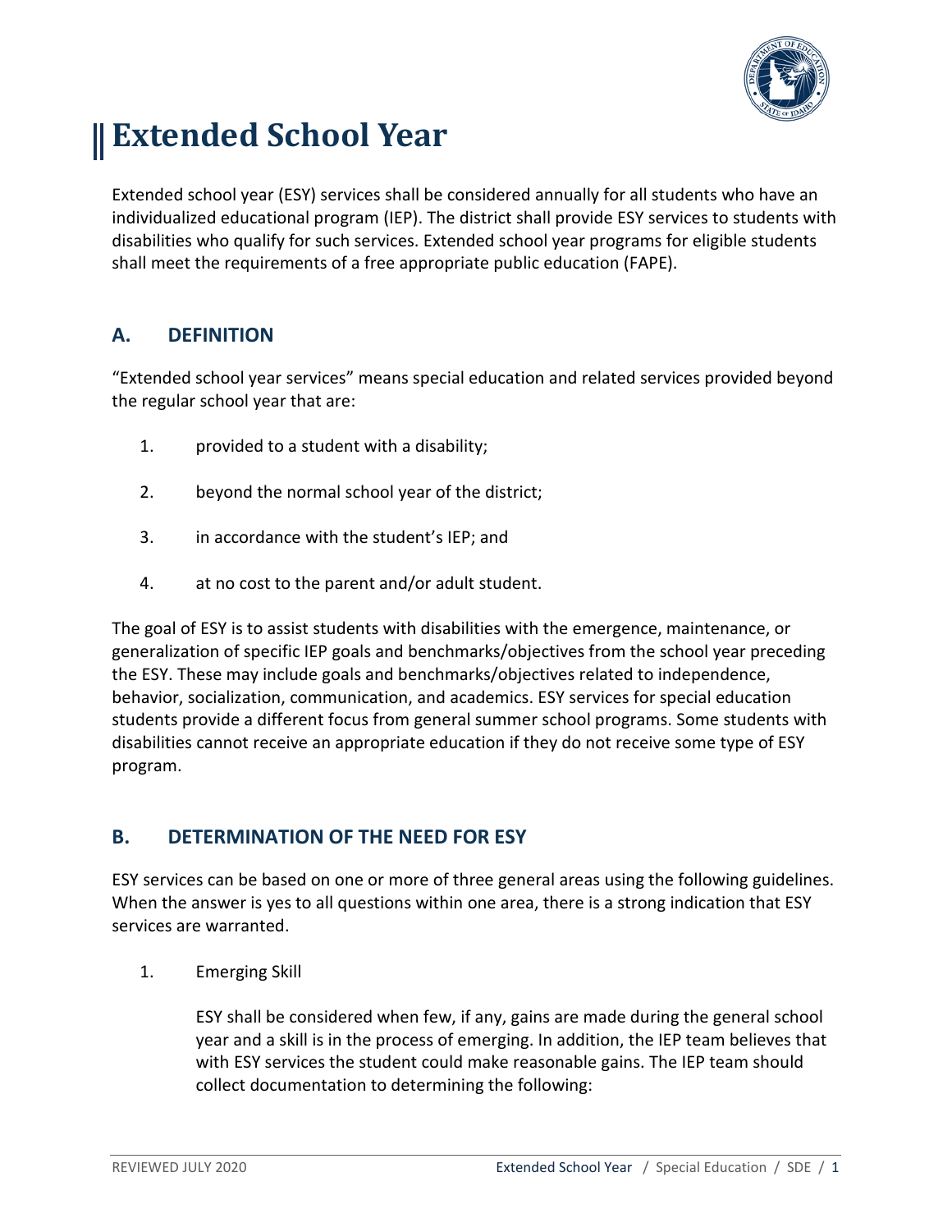# Extended School Year

Extended school year (ESY) services shall be considered annually for all students who have an individualized educational program (IEP). The district shall provide ESY services to students with disabilities who qualify for such services. Extended school year programs for eligible students shall meet the requirements of a free appropriate public education (FAPE).

## A. DEFINITION

"Extended school year services" means special education and related services provided beyond the regular school year that are:

1. provided to a student with a disability;
2. beyond the normal school year of the district;
3. in accordance with the student's IEP; and
4. at no cost to the parent and/or adult student.

The goal of ESY is to assist students with disabilities with the emergence, maintenance, or generalization of specific IEP goals and benchmarks/objectives from the school year preceding the ESY. These may include goals and benchmarks/objectives related to independence, behavior, socialization, communication, and academics. ESY services for special education students provide a different focus from general summer school programs. Some students with disabilities cannot receive an appropriate education if they do not receive some type of ESY program.

## B. DETERMINATION OF THE NEED FOR ESY

ESY services can be based on one or more of three general areas using the following guidelines. When the answer is yes to all questions within one area, there is a strong indication that ESY services are warranted.

1. Emerging Skill

   ESY shall be considered when few, if any, gains are made during the general school year and a skill is in the process of emerging. In addition, the IEP team believes that with ESY services the student could make reasonable gains. The IEP team should collect documentation to determining the following: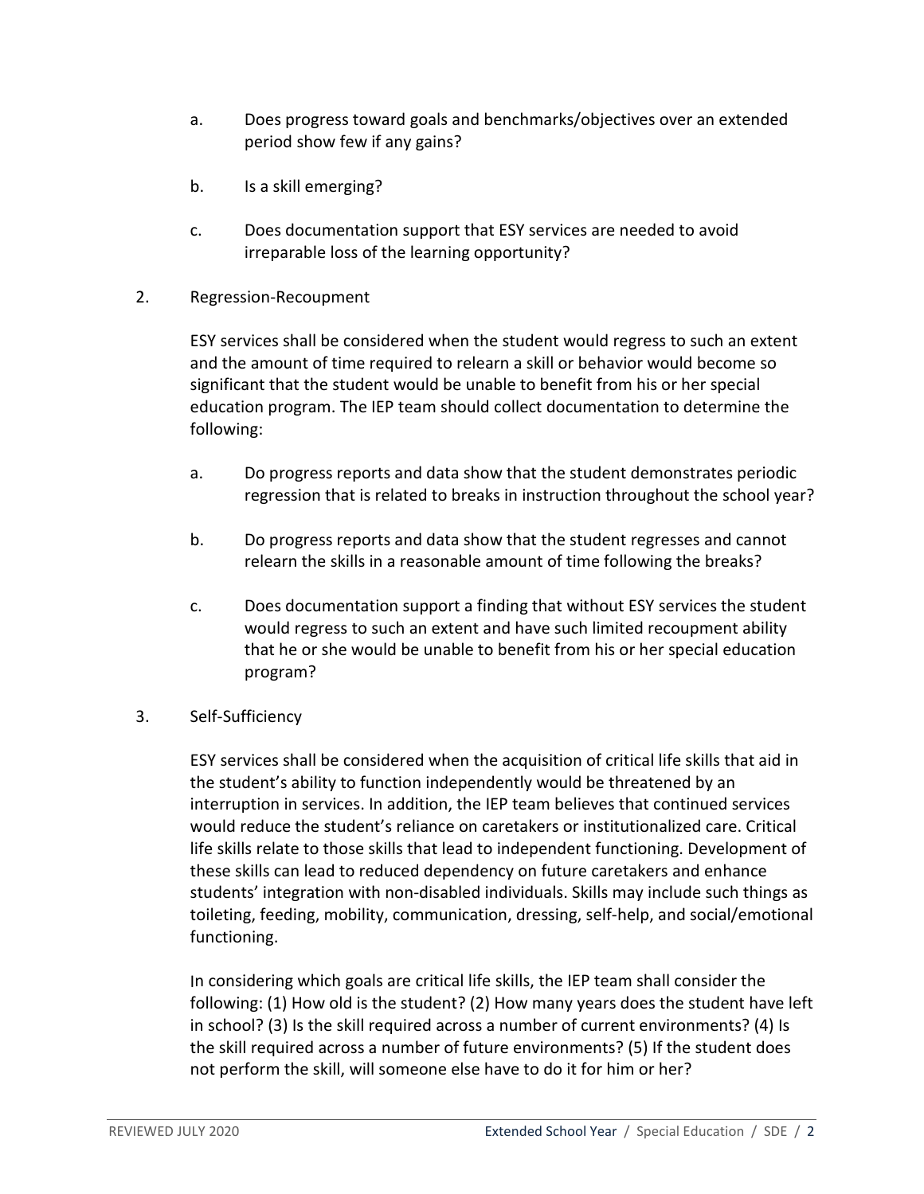a. Does progress toward goals and benchmarks/objectives over an extended period show few if any gains?

b. Is a skill emerging?

c. Does documentation support that ESY services are needed to avoid irreparable loss of the learning opportunity?

2. Regression-Recoupment

   ESY services shall be considered when the student would regress to such an extent and the amount of time required to relearn a skill or behavior would become so significant that the student would be unable to benefit from his or her special education program. The IEP team should collect documentation to determine the following:

   a. Do progress reports and data show that the student demonstrates periodic regression that is related to breaks in instruction throughout the school year?

   b. Do progress reports and data show that the student regresses and cannot relearn the skills in a reasonable amount of time following the breaks?

   c. Does documentation support a finding that without ESY services the student would regress to such an extent and have such limited recoupment ability that he or she would be unable to benefit from his or her special education program?

3. Self-Sufficiency

   ESY services shall be considered when the acquisition of critical life skills that aid in the student's ability to function independently would be threatened by an interruption in services. In addition, the IEP team believes that continued services would reduce the student's reliance on caretakers or institutionalized care. Critical life skills relate to those skills that lead to independent functioning. Development of these skills can lead to reduced dependency on future caretakers and enhance students' integration with non-disabled individuals. Skills may include such things as toileting, feeding, mobility, communication, dressing, self-help, and social/emotional functioning.

   In considering which goals are critical life skills, the IEP team shall consider the following: (1) How old is the student? (2) How many years does the student have left in school? (3) Is the skill required across a number of current environments? (4) Is the skill required across a number of future environments? (5) If the student does not perform the skill, will someone else have to do it for him or her?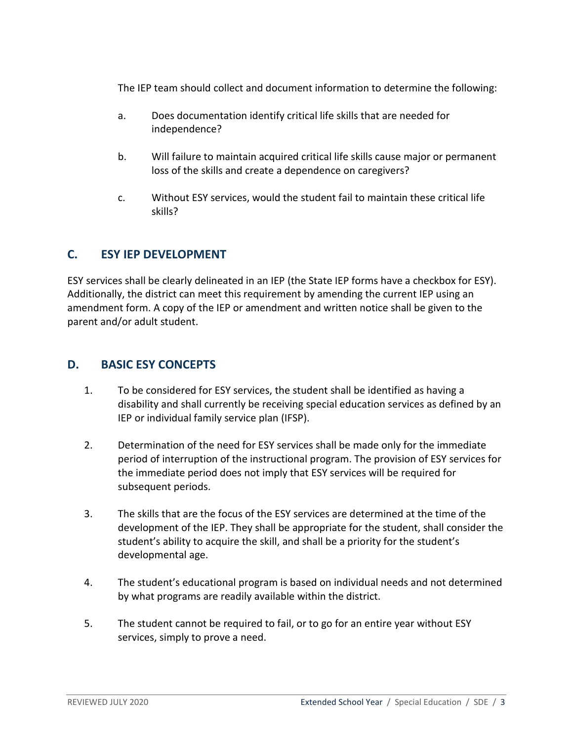The IEP team should collect and document information to determine the following:

a. Does documentation identify critical life skills that are needed for independence?

b. Will failure to maintain acquired critical life skills cause major or permanent loss of the skills and create a dependence on caregivers?

c. Without ESY services, would the student fail to maintain these critical life skills?

## C. ESY IEP DEVELOPMENT

ESY services shall be clearly delineated in an IEP (the State IEP forms have a checkbox for ESY). Additionally, the district can meet this requirement by amending the current IEP using an amendment form. A copy of the IEP or amendment and written notice shall be given to the parent and/or adult student.

## D. BASIC ESY CONCEPTS

1. To be considered for ESY services, the student shall be identified as having a disability and shall currently be receiving special education services as defined by an IEP or individual family service plan (IFSP).

2. Determination of the need for ESY services shall be made only for the immediate period of interruption of the instructional program. The provision of ESY services for the immediate period does not imply that ESY services will be required for subsequent periods.

3. The skills that are the focus of the ESY services are determined at the time of the development of the IEP. They shall be appropriate for the student, shall consider the student's ability to acquire the skill, and shall be a priority for the student's developmental age.

4. The student's educational program is based on individual needs and not determined by what programs are readily available within the district.

5. The student cannot be required to fail, or to go for an entire year without ESY services, simply to prove a need.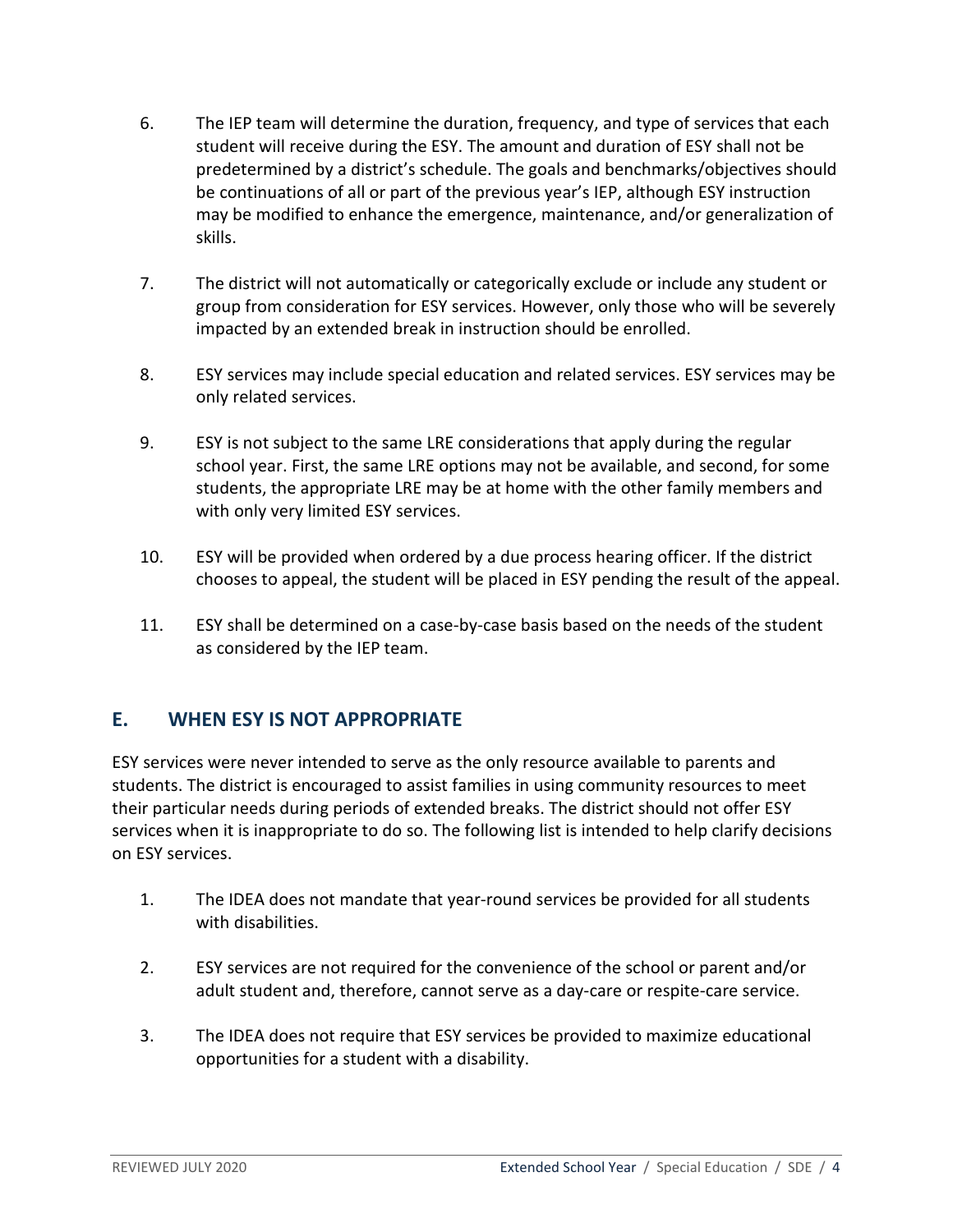6. The IEP team will determine the duration, frequency, and type of services that each student will receive during the ESY. The amount and duration of ESY shall not be predetermined by a district's schedule. The goals and benchmarks/objectives should be continuations of all or part of the previous year's IEP, although ESY instruction may be modified to enhance the emergence, maintenance, and/or generalization of skills.

7. The district will not automatically or categorically exclude or include any student or group from consideration for ESY services. However, only those who will be severely impacted by an extended break in instruction should be enrolled.

8. ESY services may include special education and related services. ESY services may be only related services.

9. ESY is not subject to the same LRE considerations that apply during the regular school year. First, the same LRE options may not be available, and second, for some students, the appropriate LRE may be at home with the other family members and with only very limited ESY services.

10. ESY will be provided when ordered by a due process hearing officer. If the district chooses to appeal, the student will be placed in ESY pending the result of the appeal.

11. ESY shall be determined on a case-by-case basis based on the needs of the student as considered by the IEP team.

## E. WHEN ESY IS NOT APPROPRIATE

ESY services were never intended to serve as the only resource available to parents and students. The district is encouraged to assist families in using community resources to meet their particular needs during periods of extended breaks. The district should not offer ESY services when it is inappropriate to do so. The following list is intended to help clarify decisions on ESY services.

1. The IDEA does not mandate that year-round services be provided for all students with disabilities.

2. ESY services are not required for the convenience of the school or parent and/or adult student and, therefore, cannot serve as a day-care or respite-care service.

3. The IDEA does not require that ESY services be provided to maximize educational opportunities for a student with a disability.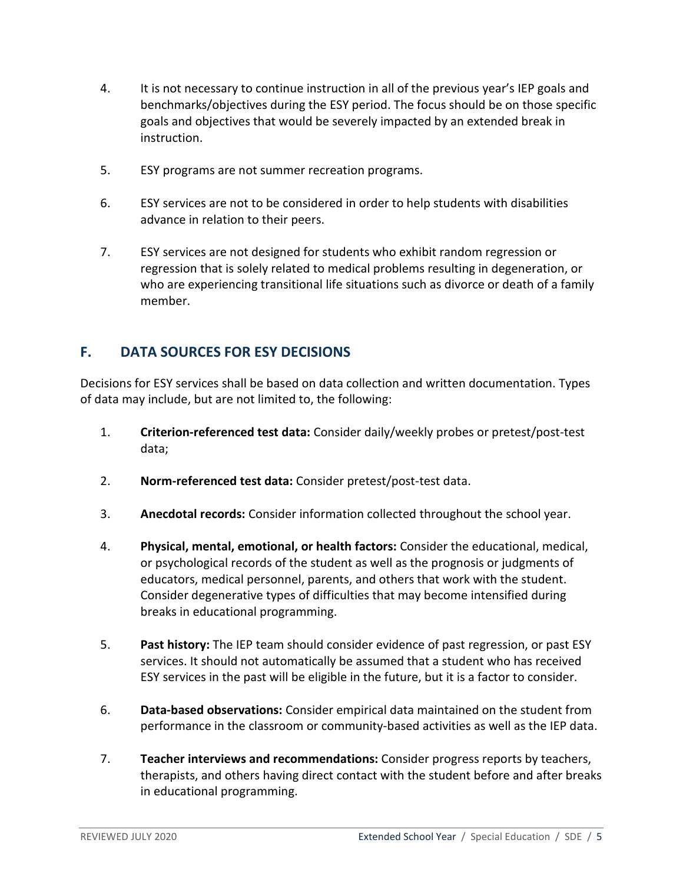4. It is not necessary to continue instruction in all of the previous year's IEP goals and benchmarks/objectives during the ESY period. The focus should be on those specific goals and objectives that would be severely impacted by an extended break in instruction.

5. ESY programs are not summer recreation programs.

6. ESY services are not to be considered in order to help students with disabilities advance in relation to their peers.

7. ESY services are not designed for students who exhibit random regression or regression that is solely related to medical problems resulting in degeneration, or who are experiencing transitional life situations such as divorce or death of a family member.

## F. DATA SOURCES FOR ESY DECISIONS

Decisions for ESY services shall be based on data collection and written documentation. Types of data may include, but are not limited to, the following:

1. **Criterion-referenced test data:** Consider daily/weekly probes or pretest/post-test data;

2. **Norm-referenced test data:** Consider pretest/post-test data.

3. **Anecdotal records:** Consider information collected throughout the school year.

4. **Physical, mental, emotional, or health factors:** Consider the educational, medical, or psychological records of the student as well as the prognosis or judgments of educators, medical personnel, parents, and others that work with the student. Consider degenerative types of difficulties that may become intensified during breaks in educational programming.

5. **Past history:** The IEP team should consider evidence of past regression, or past ESY services. It should not automatically be assumed that a student who has received ESY services in the past will be eligible in the future, but it is a factor to consider.

6. **Data-based observations:** Consider empirical data maintained on the student from performance in the classroom or community-based activities as well as the IEP data.

7. **Teacher interviews and recommendations:** Consider progress reports by teachers, therapists, and others having direct contact with the student before and after breaks in educational programming.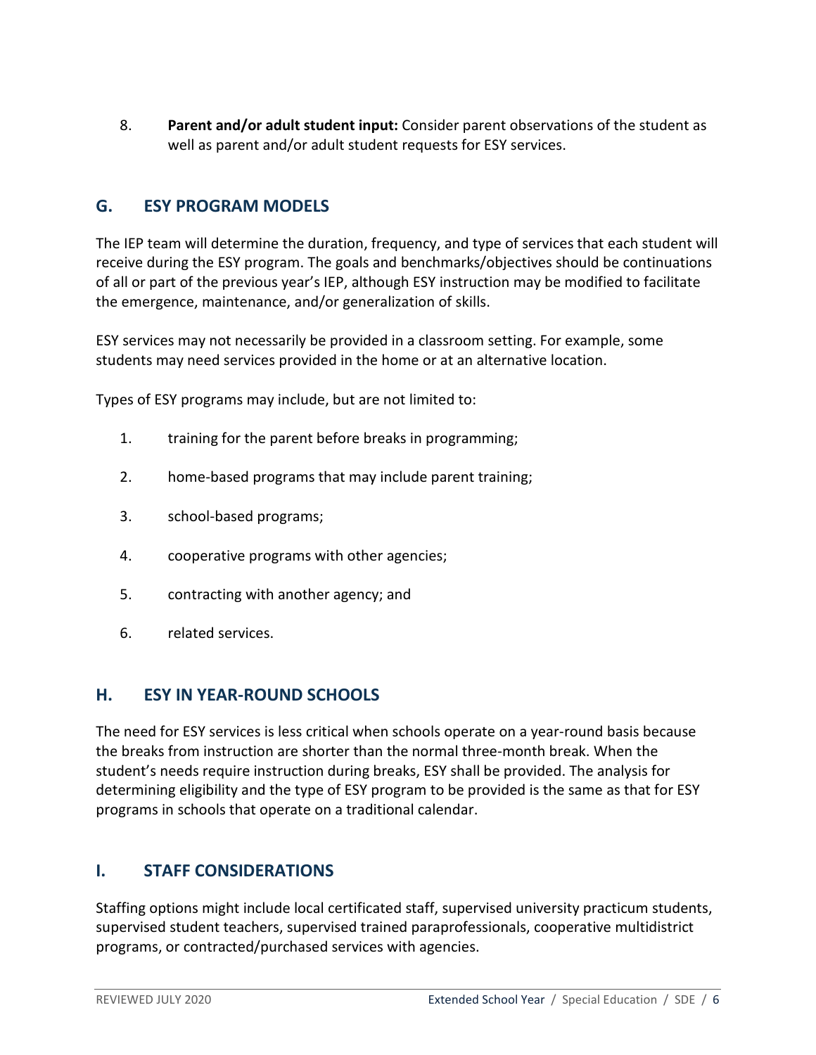8. **Parent and/or adult student input:** Consider parent observations of the student as well as parent and/or adult student requests for ESY services.

## G. ESY PROGRAM MODELS

The IEP team will determine the duration, frequency, and type of services that each student will receive during the ESY program. The goals and benchmarks/objectives should be continuations of all or part of the previous year's IEP, although ESY instruction may be modified to facilitate the emergence, maintenance, and/or generalization of skills.

ESY services may not necessarily be provided in a classroom setting. For example, some students may need services provided in the home or at an alternative location.

Types of ESY programs may include, but are not limited to:

1. training for the parent before breaks in programming;
2. home-based programs that may include parent training;
3. school-based programs;
4. cooperative programs with other agencies;
5. contracting with another agency; and
6. related services.

## H. ESY IN YEAR-ROUND SCHOOLS

The need for ESY services is less critical when schools operate on a year-round basis because the breaks from instruction are shorter than the normal three-month break. When the student's needs require instruction during breaks, ESY shall be provided. The analysis for determining eligibility and the type of ESY program to be provided is the same as that for ESY programs in schools that operate on a traditional calendar.

## I. STAFF CONSIDERATIONS

Staffing options might include local certificated staff, supervised university practicum students, supervised student teachers, supervised trained paraprofessionals, cooperative multidistrict programs, or contracted/purchased services with agencies.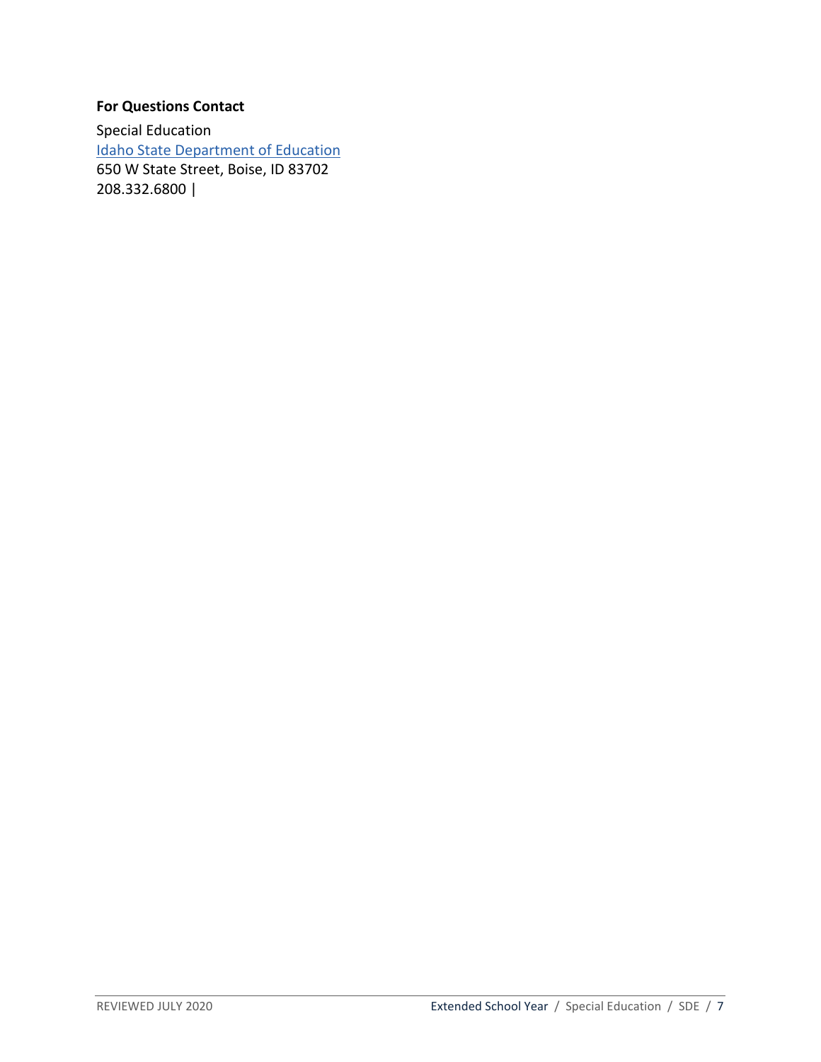**For Questions Contact**

Special Education
Idaho State Department of Education
650 W State Street, Boise, ID 83702
208.332.6800 |